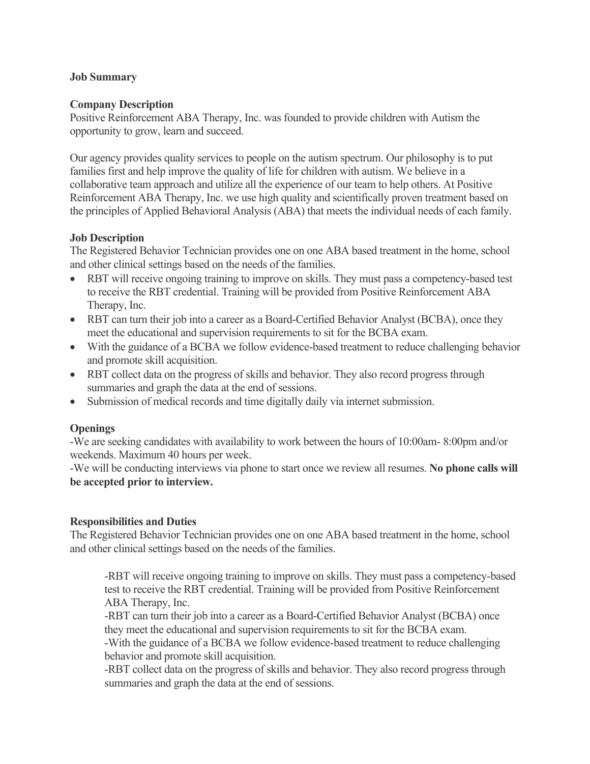**Job Summary**

**Company Description**

Positive Reinforcement ABA Therapy, Inc. was founded to provide children with Autism the opportunity to grow, learn and succeed.

Our agency provides quality services to people on the autism spectrum. Our philosophy is to put families first and help improve the quality of life for children with autism. We believe in a collaborative team approach and utilize all the experience of our team to help others. At Positive Reinforcement ABA Therapy, Inc. we use high quality and scientifically proven treatment based on the principles of Applied Behavioral Analysis (ABA) that meets the individual needs of each family.

**Job Description**

The Registered Behavior Technician provides one on one ABA based treatment in the home, school and other clinical settings based on the needs of the families.

- RBT will receive ongoing training to improve on skills. They must pass a competency-based test to receive the RBT credential. Training will be provided from Positive Reinforcement ABA Therapy, Inc.
- RBT can turn their job into a career as a Board-Certified Behavior Analyst (BCBA), once they meet the educational and supervision requirements to sit for the BCBA exam.
- With the guidance of a BCBA we follow evidence-based treatment to reduce challenging behavior and promote skill acquisition.
- RBT collect data on the progress of skills and behavior. They also record progress through summaries and graph the data at the end of sessions.
- Submission of medical records and time digitally daily via internet submission.

**Openings**

-We are seeking candidates with availability to work between the hours of 10:00am- 8:00pm and/or weekends. Maximum 40 hours per week.

-We will be conducting interviews via phone to start once we review all resumes. **No phone calls will be accepted prior to interview.**

**Responsibilities and Duties**

The Registered Behavior Technician provides one on one ABA based treatment in the home, school and other clinical settings based on the needs of the families.

> -RBT will receive ongoing training to improve on skills. They must pass a competency-based test to receive the RBT credential. Training will be provided from Positive Reinforcement ABA Therapy, Inc.
>
> -RBT can turn their job into a career as a Board-Certified Behavior Analyst (BCBA) once they meet the educational and supervision requirements to sit for the BCBA exam.
>
> -With the guidance of a BCBA we follow evidence-based treatment to reduce challenging behavior and promote skill acquisition.
>
> -RBT collect data on the progress of skills and behavior. They also record progress through summaries and graph the data at the end of sessions.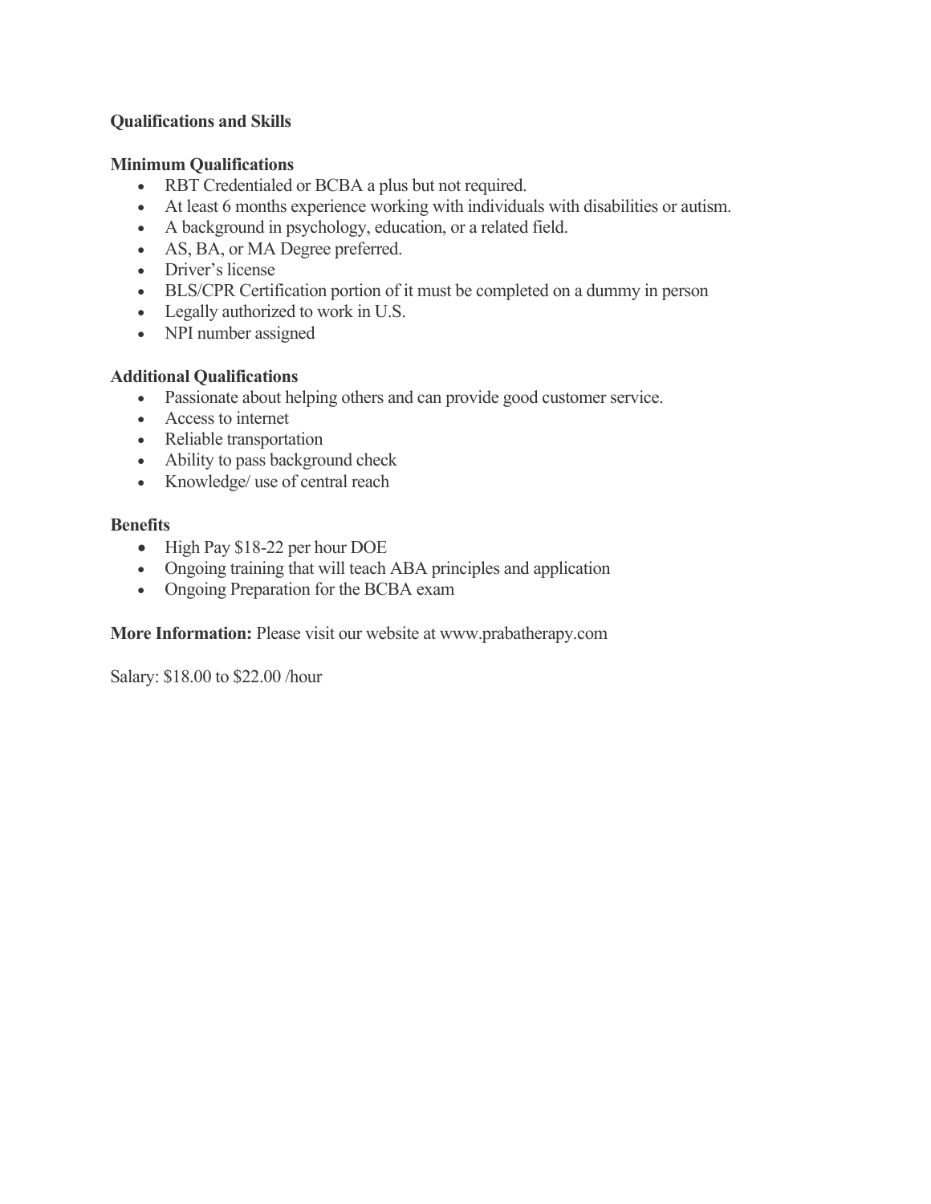**Qualifications and Skills**

**Minimum Qualifications**

- RBT Credentialed or BCBA a plus but not required.
- At least 6 months experience working with individuals with disabilities or autism.
- A background in psychology, education, or a related field.
- AS, BA, or MA Degree preferred.
- Driver's license
- BLS/CPR Certification portion of it must be completed on a dummy in person
- Legally authorized to work in U.S.
- NPI number assigned

**Additional Qualifications**

- Passionate about helping others and can provide good customer service.
- Access to internet
- Reliable transportation
- Ability to pass background check
- Knowledge/ use of central reach

**Benefits**

- High Pay $18-22 per hour DOE
- Ongoing training that will teach ABA principles and application
- Ongoing Preparation for the BCBA exam

**More Information:** Please visit our website at www.prabatherapy.com

Salary: $18.00 to $22.00 /hour